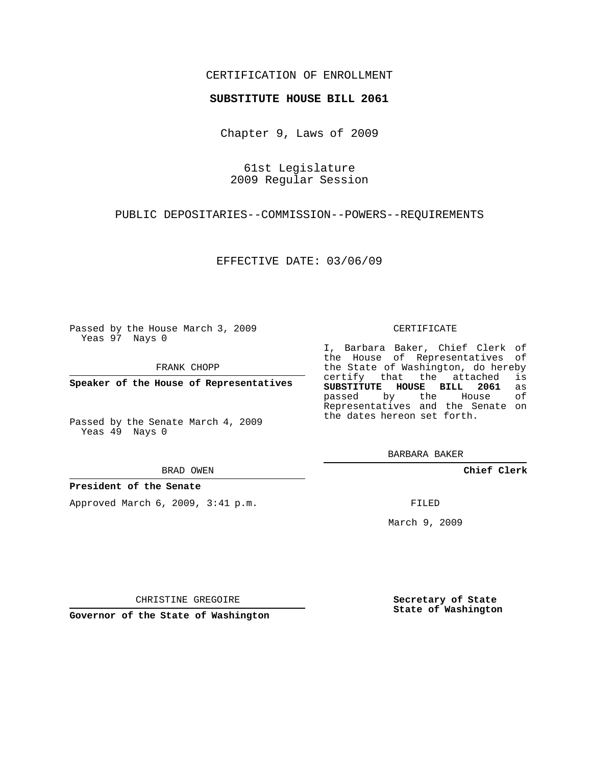CERTIFICATION OF ENROLLMENT

**SUBSTITUTE HOUSE BILL 2061**

Chapter 9, Laws of 2009

61st Legislature
2009 Regular Session

PUBLIC DEPOSITARIES--COMMISSION--POWERS--REQUIREMENTS

EFFECTIVE DATE: 03/06/09

Passed by the House March 3, 2009
Yeas 97 Nays 0

FRANK CHOPP

**Speaker of the House of Representatives**

Passed by the Senate March 4, 2009
Yeas 49 Nays 0

BRAD OWEN

**President of the Senate**

Approved March 6, 2009, 3:41 p.m.

CHRISTINE GREGOIRE

**Governor of the State of Washington**

CERTIFICATE

I, Barbara Baker, Chief Clerk of the House of Representatives of the State of Washington, do hereby certify that the attached is **SUBSTITUTE HOUSE BILL 2061** as passed by the House of Representatives and the Senate on the dates hereon set forth.

BARBARA BAKER

**Chief Clerk**

FILED

March 9, 2009

**Secretary of State**
**State of Washington**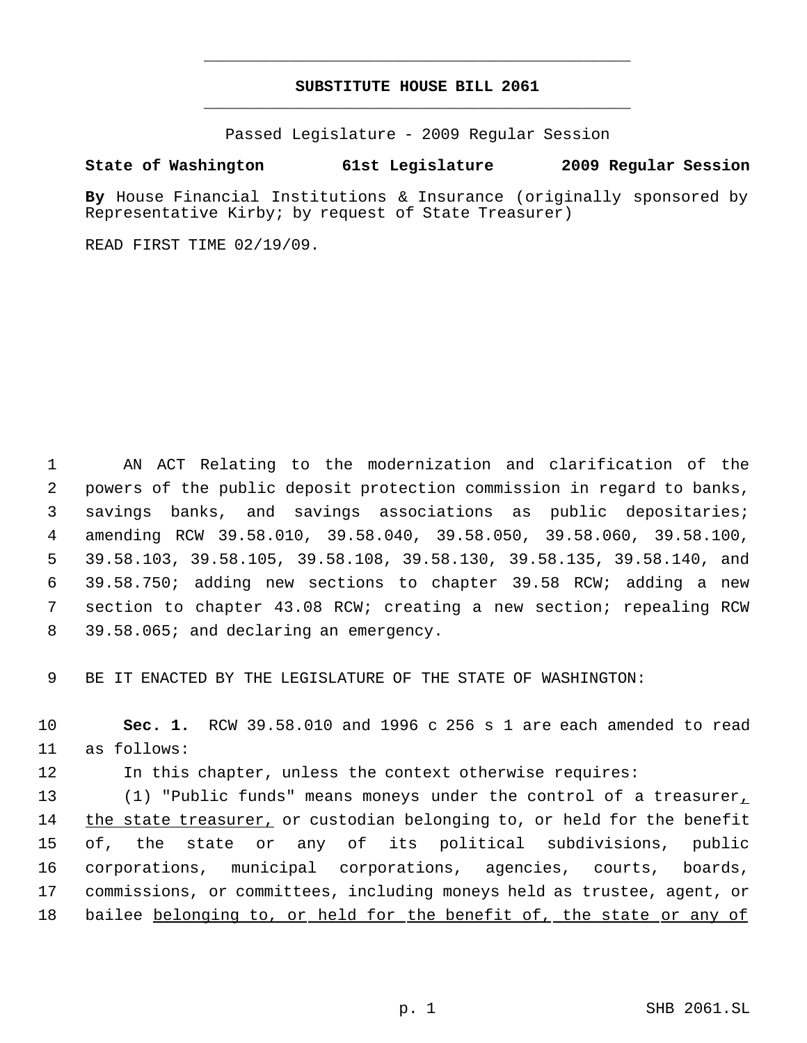# SUBSTITUTE HOUSE BILL 2061

Passed Legislature - 2009 Regular Session

**State of Washington 61st Legislature 2009 Regular Session**

**By** House Financial Institutions & Insurance (originally sponsored by Representative Kirby; by request of State Treasurer)

READ FIRST TIME 02/19/09.

AN ACT Relating to the modernization and clarification of the powers of the public deposit protection commission in regard to banks, savings banks, and savings associations as public depositaries; amending RCW 39.58.010, 39.58.040, 39.58.050, 39.58.060, 39.58.100, 39.58.103, 39.58.105, 39.58.108, 39.58.130, 39.58.135, 39.58.140, and 39.58.750; adding new sections to chapter 39.58 RCW; adding a new section to chapter 43.08 RCW; creating a new section; repealing RCW 39.58.065; and declaring an emergency.

BE IT ENACTED BY THE LEGISLATURE OF THE STATE OF WASHINGTON:

**Sec. 1.** RCW 39.58.010 and 1996 c 256 s 1 are each amended to read as follows:

In this chapter, unless the context otherwise requires:

(1) "Public funds" means moneys under the control of a treasurer, the state treasurer, or custodian belonging to, or held for the benefit of, the state or any of its political subdivisions, public corporations, municipal corporations, agencies, courts, boards, commissions, or committees, including moneys held as trustee, agent, or bailee belonging to, or held for the benefit of, the state or any of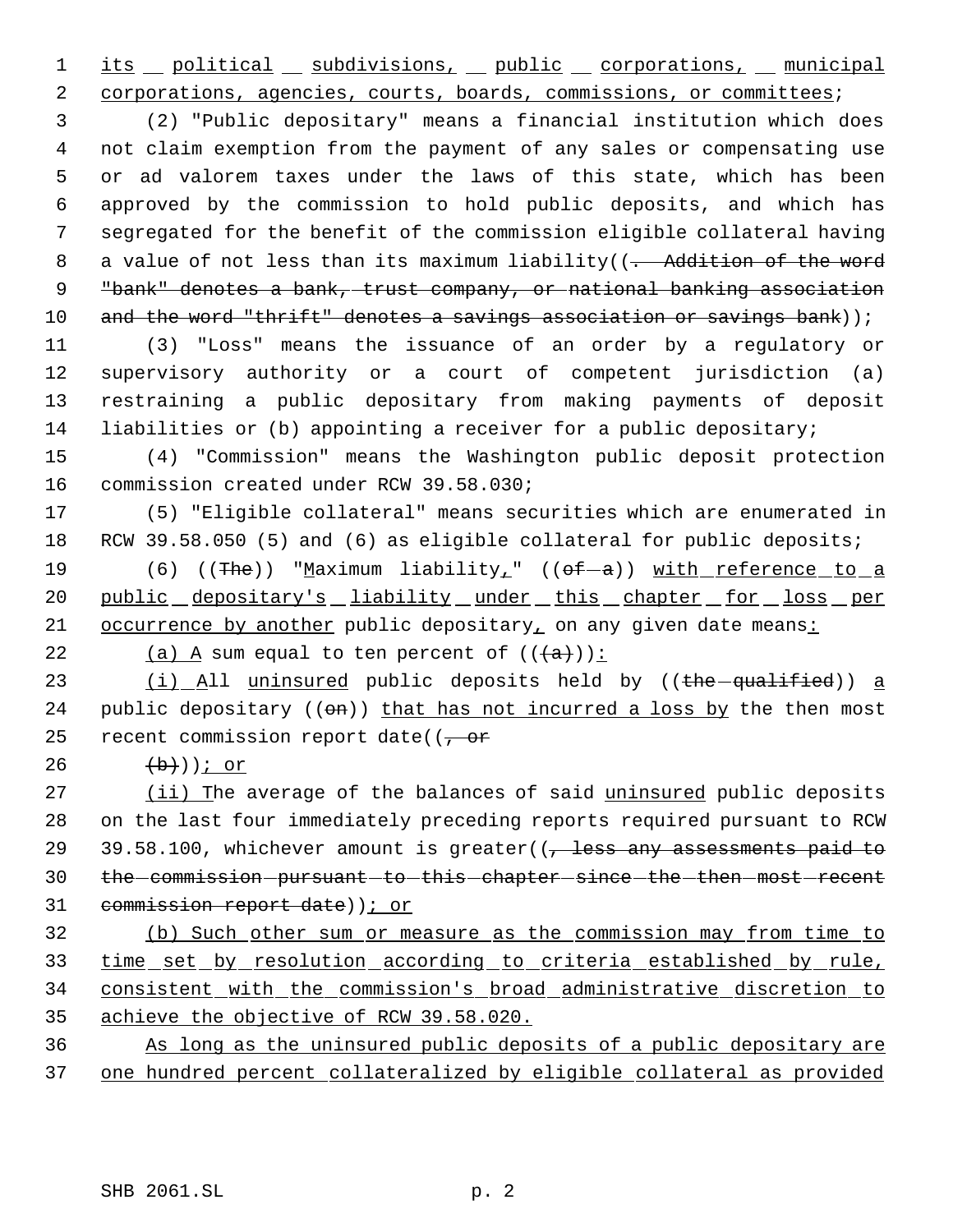its political subdivisions, public corporations, municipal corporations, agencies, courts, boards, commissions, or committees;

(2) "Public depositary" means a financial institution which does not claim exemption from the payment of any sales or compensating use or ad valorem taxes under the laws of this state, which has been approved by the commission to hold public deposits, and which has segregated for the benefit of the commission eligible collateral having a value of not less than its maximum liability((. Addition of the word "bank" denotes a bank, trust company, or national banking association and the word "thrift" denotes a savings association or savings bank));

(3) "Loss" means the issuance of an order by a regulatory or supervisory authority or a court of competent jurisdiction (a) restraining a public depositary from making payments of deposit liabilities or (b) appointing a receiver for a public depositary;

(4) "Commission" means the Washington public deposit protection commission created under RCW 39.58.030;

(5) "Eligible collateral" means securities which are enumerated in RCW 39.58.050 (5) and (6) as eligible collateral for public deposits;

(6) ((The)) "Maximum liability," ((of a)) with reference to a public depositary's liability under this chapter for loss per occurrence by another public depositary, on any given date means:

(a) A sum equal to ten percent of (((a))):

(i) All uninsured public deposits held by ((the qualified)) a public depositary ((on)) that has not incurred a loss by the then most recent commission report date((, or

(b))); or

(ii) The average of the balances of said uninsured public deposits on the last four immediately preceding reports required pursuant to RCW 39.58.100, whichever amount is greater((, less any assessments paid to the commission pursuant to this chapter since the then most recent commission report date)); or

(b) Such other sum or measure as the commission may from time to time set by resolution according to criteria established by rule, consistent with the commission's broad administrative discretion to achieve the objective of RCW 39.58.020.

As long as the uninsured public deposits of a public depositary are one hundred percent collateralized by eligible collateral as provided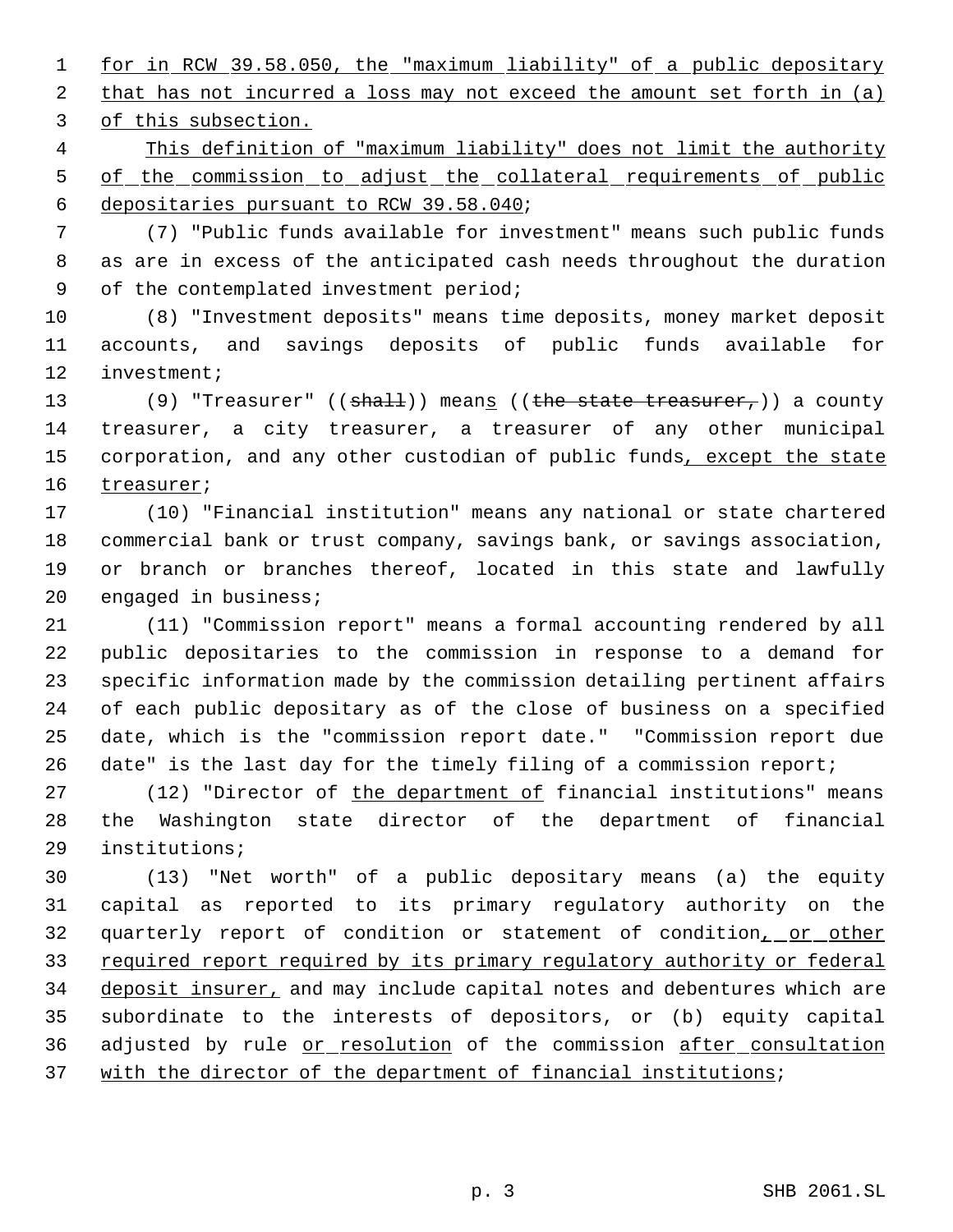for in RCW 39.58.050, the "maximum liability" of a public depositary that has not incurred a loss may not exceed the amount set forth in (a) of this subsection.

This definition of "maximum liability" does not limit the authority of the commission to adjust the collateral requirements of public depositaries pursuant to RCW 39.58.040;

(7) "Public funds available for investment" means such public funds as are in excess of the anticipated cash needs throughout the duration of the contemplated investment period;

(8) "Investment deposits" means time deposits, money market deposit accounts, and savings deposits of public funds available for investment;

(9) "Treasurer" ((shall)) means ((the state treasurer,)) a county treasurer, a city treasurer, a treasurer of any other municipal corporation, and any other custodian of public funds, except the state treasurer;

(10) "Financial institution" means any national or state chartered commercial bank or trust company, savings bank, or savings association, or branch or branches thereof, located in this state and lawfully engaged in business;

(11) "Commission report" means a formal accounting rendered by all public depositaries to the commission in response to a demand for specific information made by the commission detailing pertinent affairs of each public depositary as of the close of business on a specified date, which is the "commission report date." "Commission report due date" is the last day for the timely filing of a commission report;

(12) "Director of the department of financial institutions" means the Washington state director of the department of financial institutions;

(13) "Net worth" of a public depositary means (a) the equity capital as reported to its primary regulatory authority on the quarterly report of condition or statement of condition, or other required report required by its primary regulatory authority or federal deposit insurer, and may include capital notes and debentures which are subordinate to the interests of depositors, or (b) equity capital adjusted by rule or resolution of the commission after consultation with the director of the department of financial institutions;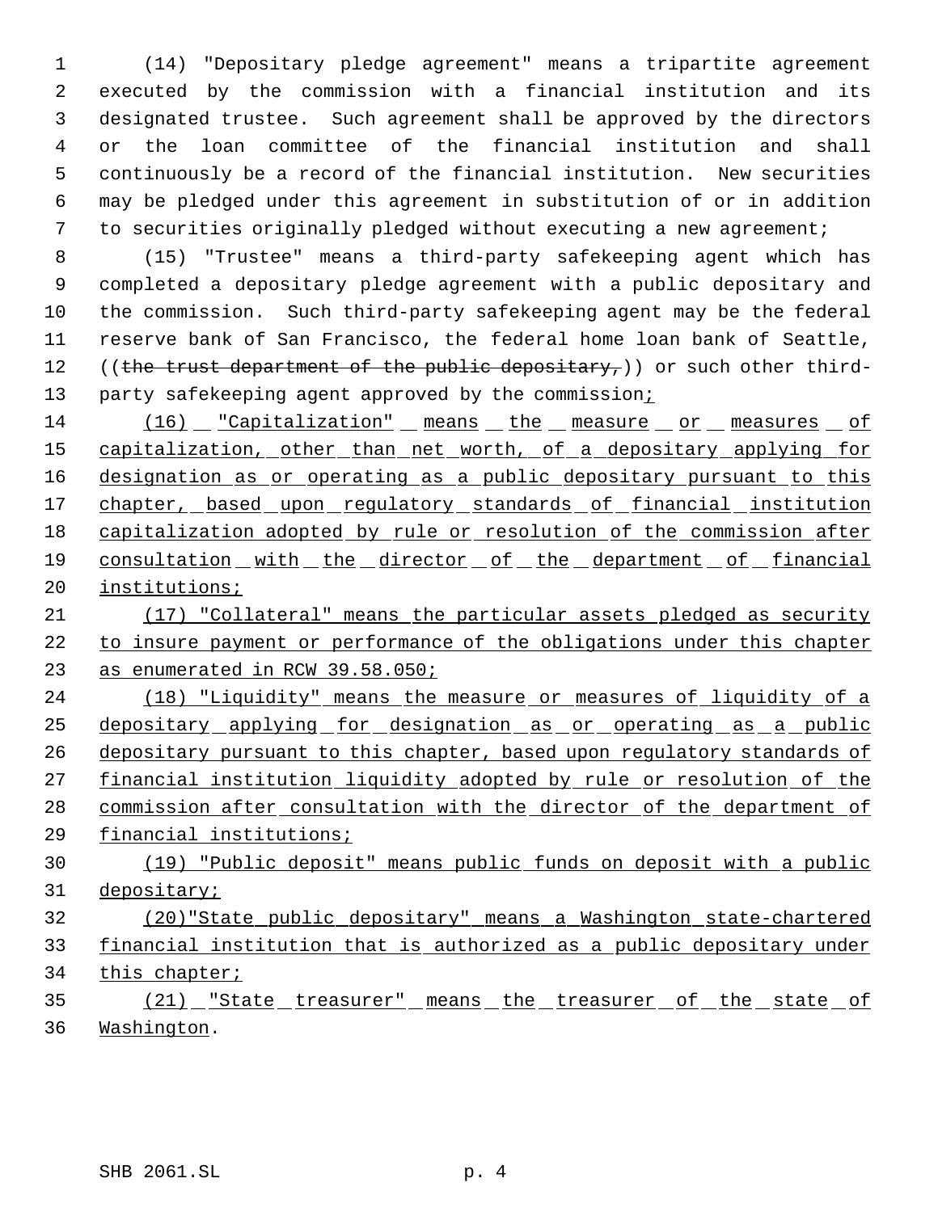(14) "Depositary pledge agreement" means a tripartite agreement executed by the commission with a financial institution and its designated trustee. Such agreement shall be approved by the directors or the loan committee of the financial institution and shall continuously be a record of the financial institution. New securities may be pledged under this agreement in substitution of or in addition to securities originally pledged without executing a new agreement;

(15) "Trustee" means a third-party safekeeping agent which has completed a depositary pledge agreement with a public depositary and the commission. Such third-party safekeeping agent may be the federal reserve bank of San Francisco, the federal home loan bank of Seattle, ((~~the trust department of the public depositary,~~)) or such other third-party safekeeping agent approved by the commission<u>;</u>

<u>(16) "Capitalization" means the measure or measures of capitalization, other than net worth, of a depositary applying for designation as or operating as a public depositary pursuant to this chapter, based upon regulatory standards of financial institution capitalization adopted by rule or resolution of the commission after consultation with the director of the department of financial institutions;</u>

<u>(17) "Collateral" means the particular assets pledged as security to insure payment or performance of the obligations under this chapter as enumerated in RCW 39.58.050;</u>

<u>(18) "Liquidity" means the measure or measures of liquidity of a depositary applying for designation as or operating as a public depositary pursuant to this chapter, based upon regulatory standards of financial institution liquidity adopted by rule or resolution of the commission after consultation with the director of the department of financial institutions;</u>

<u>(19) "Public deposit" means public funds on deposit with a public depositary;</u>

<u>(20)"State public depositary" means a Washington state-chartered financial institution that is authorized as a public depositary under this chapter;</u>

<u>(21) "State treasurer" means the treasurer of the state of Washington</u>.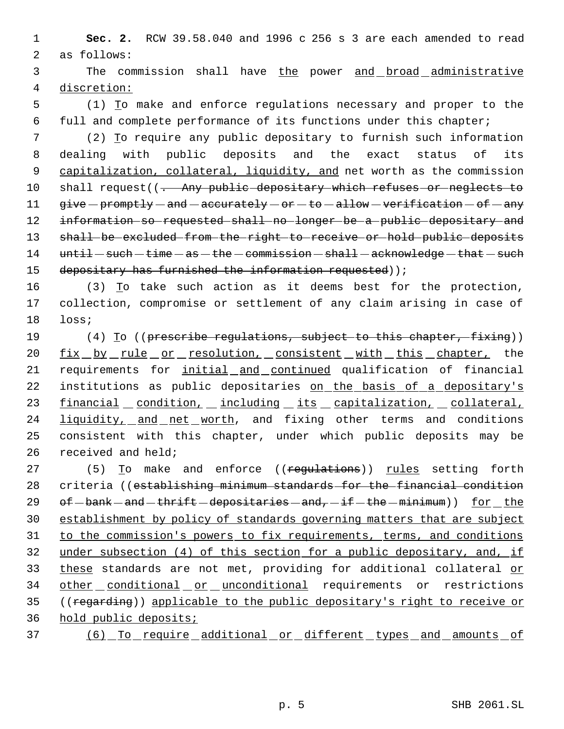**Sec. 2.** RCW 39.58.040 and 1996 c 256 s 3 are each amended to read as follows:

The commission shall have the power and broad administrative discretion:

(1) To make and enforce regulations necessary and proper to the full and complete performance of its functions under this chapter;

(2) To require any public depositary to furnish such information dealing with public deposits and the exact status of its capitalization, collateral, liquidity, and net worth as the commission shall request((. Any public depositary which refuses or neglects to give promptly and accurately or to allow verification of any information so requested shall no longer be a public depositary and shall be excluded from the right to receive or hold public deposits until such time as the commission shall acknowledge that such depositary has furnished the information requested));

(3) To take such action as it deems best for the protection, collection, compromise or settlement of any claim arising in case of loss;

(4) To ((prescribe regulations, subject to this chapter, fixing)) fix by rule or resolution, consistent with this chapter, the requirements for initial and continued qualification of financial institutions as public depositaries on the basis of a depositary's financial condition, including its capitalization, collateral, liquidity, and net worth, and fixing other terms and conditions consistent with this chapter, under which public deposits may be received and held;

(5) To make and enforce ((regulations)) rules setting forth criteria ((establishing minimum standards for the financial condition of bank and thrift depositaries and, if the minimum)) for the establishment by policy of standards governing matters that are subject to the commission's powers to fix requirements, terms, and conditions under subsection (4) of this section for a public depositary, and, if these standards are not met, providing for additional collateral or other conditional or unconditional requirements or restrictions ((regarding)) applicable to the public depositary's right to receive or hold public deposits;

(6) To require additional or different types and amounts of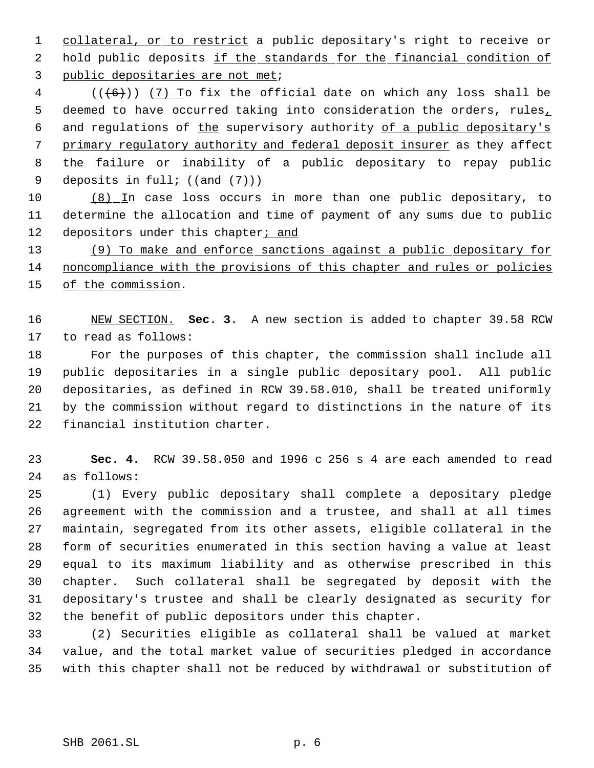collateral, or to restrict a public depositary's right to receive or hold public deposits if the standards for the financial condition of public depositaries are not met;

(((6))) (7) To fix the official date on which any loss shall be deemed to have occurred taking into consideration the orders, rules, and regulations of the supervisory authority of a public depositary's primary regulatory authority and federal deposit insurer as they affect the failure or inability of a public depositary to repay public deposits in full; ((and (7)))

(8) In case loss occurs in more than one public depositary, to determine the allocation and time of payment of any sums due to public depositors under this chapter; and

(9) To make and enforce sanctions against a public depositary for noncompliance with the provisions of this chapter and rules or policies of the commission.

NEW SECTION. **Sec. 3.** A new section is added to chapter 39.58 RCW to read as follows:

For the purposes of this chapter, the commission shall include all public depositaries in a single public depositary pool. All public depositaries, as defined in RCW 39.58.010, shall be treated uniformly by the commission without regard to distinctions in the nature of its financial institution charter.

**Sec. 4.** RCW 39.58.050 and 1996 c 256 s 4 are each amended to read as follows:

(1) Every public depositary shall complete a depositary pledge agreement with the commission and a trustee, and shall at all times maintain, segregated from its other assets, eligible collateral in the form of securities enumerated in this section having a value at least equal to its maximum liability and as otherwise prescribed in this chapter. Such collateral shall be segregated by deposit with the depositary's trustee and shall be clearly designated as security for the benefit of public depositors under this chapter.

(2) Securities eligible as collateral shall be valued at market value, and the total market value of securities pledged in accordance with this chapter shall not be reduced by withdrawal or substitution of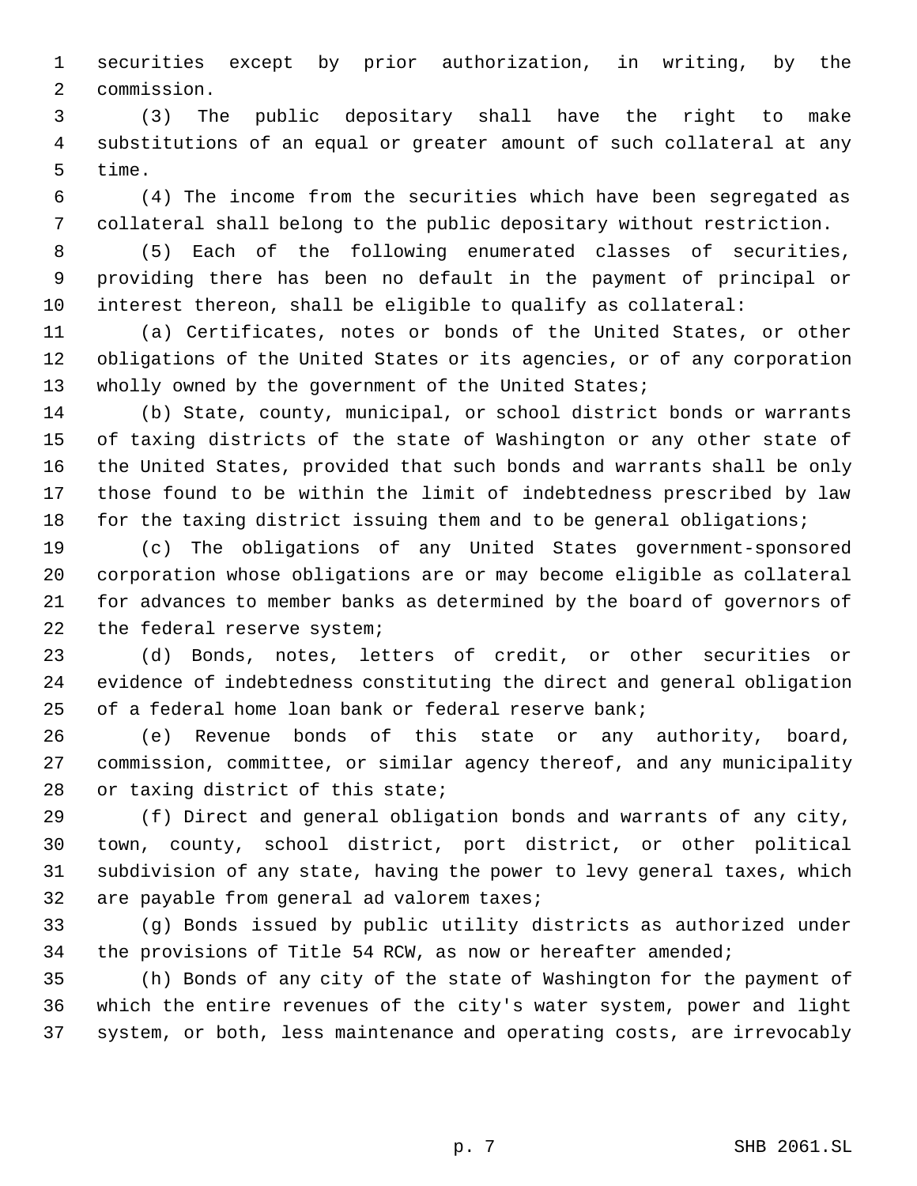securities except by prior authorization, in writing, by the commission.

(3) The public depositary shall have the right to make substitutions of an equal or greater amount of such collateral at any time.

(4) The income from the securities which have been segregated as collateral shall belong to the public depositary without restriction.

(5) Each of the following enumerated classes of securities, providing there has been no default in the payment of principal or interest thereon, shall be eligible to qualify as collateral:

(a) Certificates, notes or bonds of the United States, or other obligations of the United States or its agencies, or of any corporation wholly owned by the government of the United States;

(b) State, county, municipal, or school district bonds or warrants of taxing districts of the state of Washington or any other state of the United States, provided that such bonds and warrants shall be only those found to be within the limit of indebtedness prescribed by law for the taxing district issuing them and to be general obligations;

(c) The obligations of any United States government-sponsored corporation whose obligations are or may become eligible as collateral for advances to member banks as determined by the board of governors of the federal reserve system;

(d) Bonds, notes, letters of credit, or other securities or evidence of indebtedness constituting the direct and general obligation of a federal home loan bank or federal reserve bank;

(e) Revenue bonds of this state or any authority, board, commission, committee, or similar agency thereof, and any municipality or taxing district of this state;

(f) Direct and general obligation bonds and warrants of any city, town, county, school district, port district, or other political subdivision of any state, having the power to levy general taxes, which are payable from general ad valorem taxes;

(g) Bonds issued by public utility districts as authorized under the provisions of Title 54 RCW, as now or hereafter amended;

(h) Bonds of any city of the state of Washington for the payment of which the entire revenues of the city's water system, power and light system, or both, less maintenance and operating costs, are irrevocably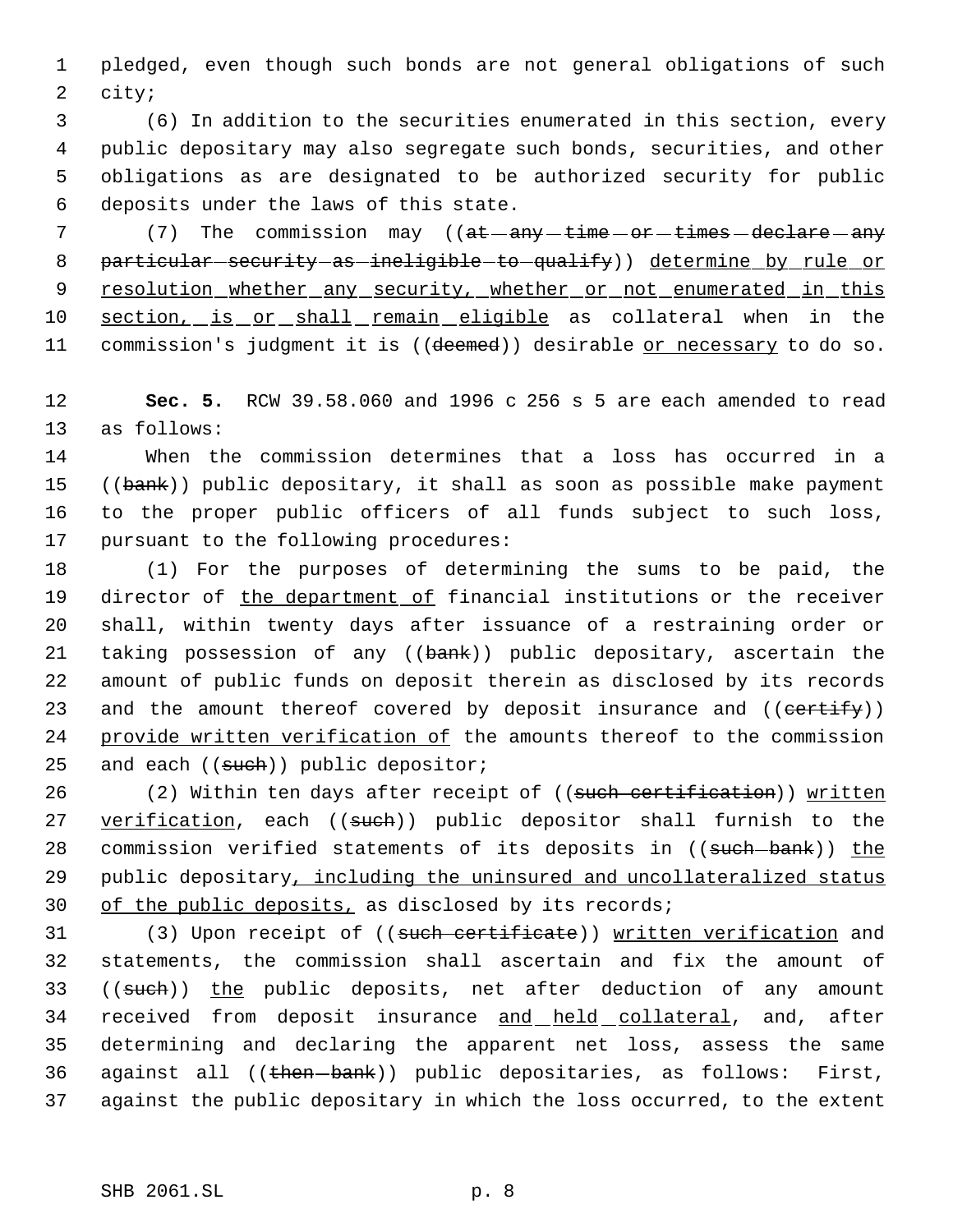pledged, even though such bonds are not general obligations of such city;

(6) In addition to the securities enumerated in this section, every public depositary may also segregate such bonds, securities, and other obligations as are designated to be authorized security for public deposits under the laws of this state.

(7) The commission may ((~~at any time or times declare any particular security as ineligible to qualify~~)) <u>determine by rule or resolution whether any security, whether or not enumerated in this section, is or shall remain eligible</u> as collateral when in the commission's judgment it is ((~~deemed~~)) desirable <u>or necessary</u> to do so.

**Sec. 5.** RCW 39.58.060 and 1996 c 256 s 5 are each amended to read as follows:

When the commission determines that a loss has occurred in a ((~~bank~~)) public depositary, it shall as soon as possible make payment to the proper public officers of all funds subject to such loss, pursuant to the following procedures:

(1) For the purposes of determining the sums to be paid, the director of <u>the department of</u> financial institutions or the receiver shall, within twenty days after issuance of a restraining order or taking possession of any ((~~bank~~)) public depositary, ascertain the amount of public funds on deposit therein as disclosed by its records and the amount thereof covered by deposit insurance and ((~~certify~~)) <u>provide written verification of</u> the amounts thereof to the commission and each ((~~such~~)) public depositor;

(2) Within ten days after receipt of ((~~such certification~~)) <u>written verification</u>, each ((~~such~~)) public depositor shall furnish to the commission verified statements of its deposits in ((~~such bank~~)) <u>the</u> public depositary<u>, including the uninsured and uncollateralized status of the public deposits,</u> as disclosed by its records;

(3) Upon receipt of ((~~such certificate~~)) <u>written verification</u> and statements, the commission shall ascertain and fix the amount of ((~~such~~)) <u>the</u> public deposits, net after deduction of any amount received from deposit insurance <u>and held collateral</u>, and, after determining and declaring the apparent net loss, assess the same against all ((~~then bank~~)) public depositaries, as follows: First, against the public depositary in which the loss occurred, to the extent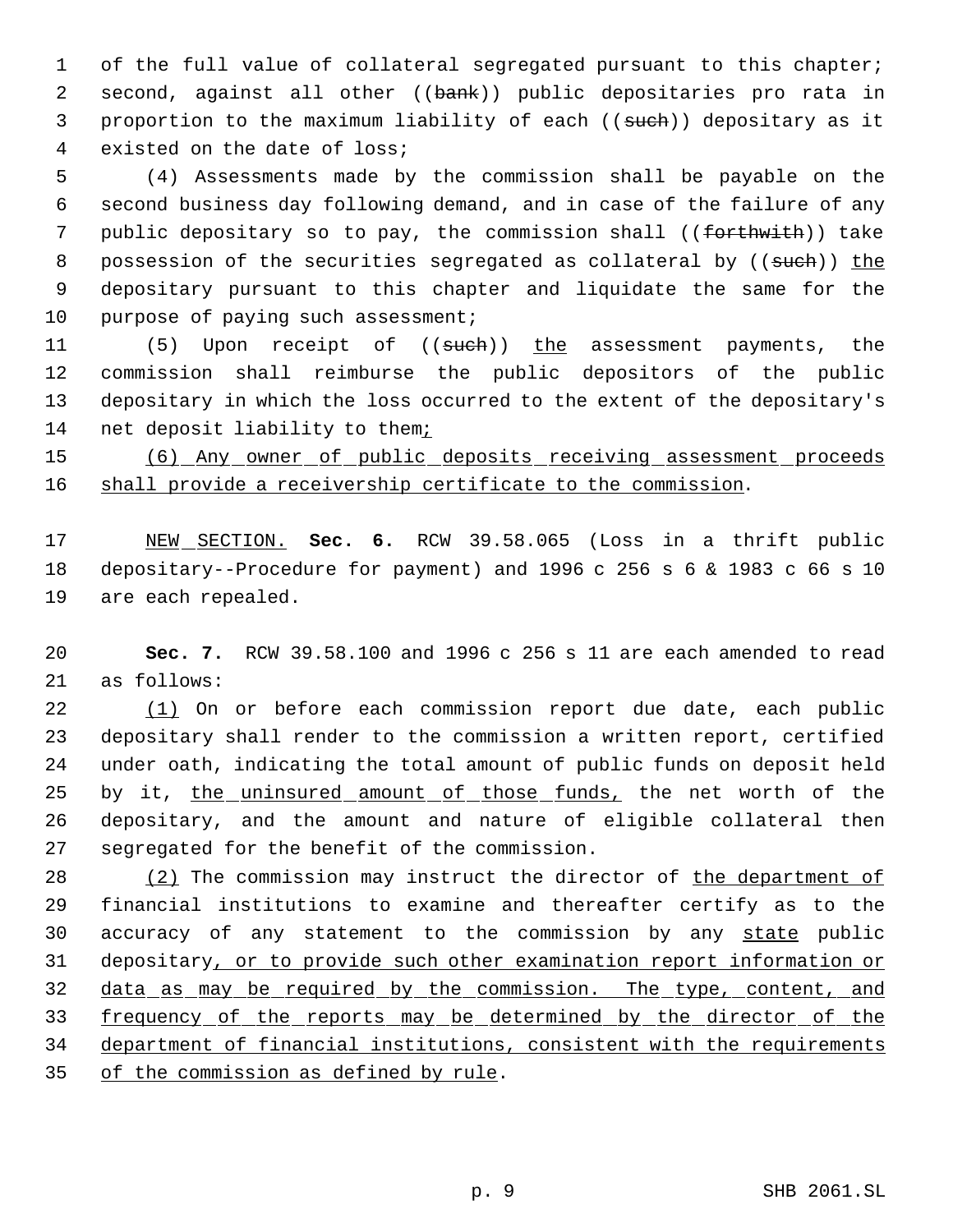of the full value of collateral segregated pursuant to this chapter; second, against all other ((bank)) public depositaries pro rata in proportion to the maximum liability of each ((such)) depositary as it existed on the date of loss;

(4) Assessments made by the commission shall be payable on the second business day following demand, and in case of the failure of any public depositary so to pay, the commission shall ((forthwith)) take possession of the securities segregated as collateral by ((such)) the depositary pursuant to this chapter and liquidate the same for the purpose of paying such assessment;

(5) Upon receipt of ((such)) the assessment payments, the commission shall reimburse the public depositors of the public depositary in which the loss occurred to the extent of the depositary's net deposit liability to them;

(6) Any owner of public deposits receiving assessment proceeds shall provide a receivership certificate to the commission.

NEW SECTION. **Sec. 6.** RCW 39.58.065 (Loss in a thrift public depositary--Procedure for payment) and 1996 c 256 s 6 & 1983 c 66 s 10 are each repealed.

**Sec. 7.** RCW 39.58.100 and 1996 c 256 s 11 are each amended to read as follows:

(1) On or before each commission report due date, each public depositary shall render to the commission a written report, certified under oath, indicating the total amount of public funds on deposit held by it, the uninsured amount of those funds, the net worth of the depositary, and the amount and nature of eligible collateral then segregated for the benefit of the commission.

(2) The commission may instruct the director of the department of financial institutions to examine and thereafter certify as to the accuracy of any statement to the commission by any state public depositary, or to provide such other examination report information or data as may be required by the commission. The type, content, and frequency of the reports may be determined by the director of the department of financial institutions, consistent with the requirements of the commission as defined by rule.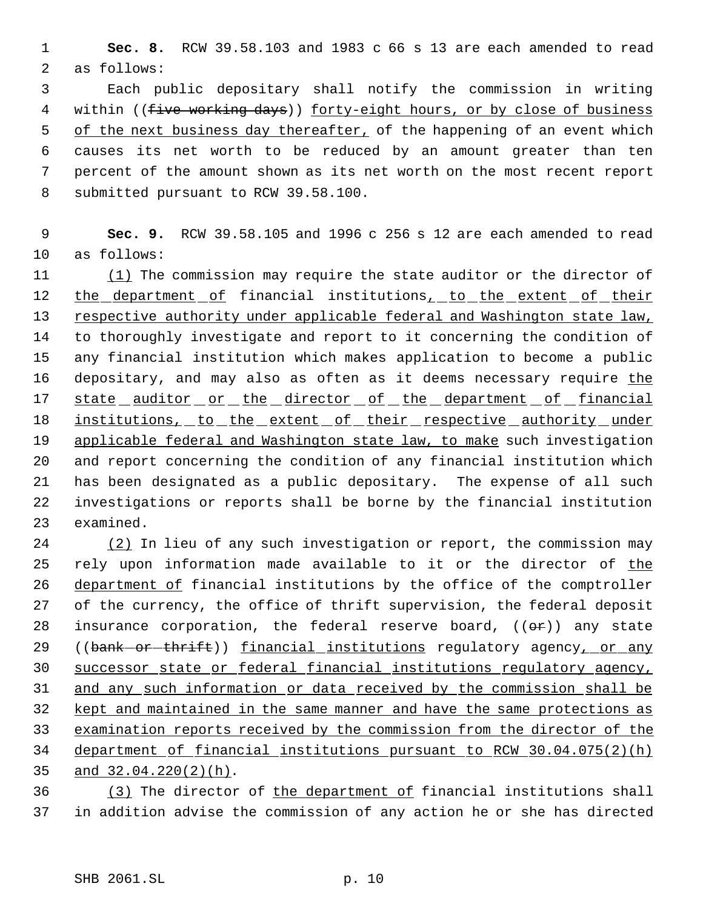**Sec. 8.** RCW 39.58.103 and 1983 c 66 s 13 are each amended to read as follows:

Each public depositary shall notify the commission in writing within ((~~five working days~~)) forty-eight hours, or by close of business of the next business day thereafter, of the happening of an event which causes its net worth to be reduced by an amount greater than ten percent of the amount shown as its net worth on the most recent report submitted pursuant to RCW 39.58.100.

**Sec. 9.** RCW 39.58.105 and 1996 c 256 s 12 are each amended to read as follows:

(1) The commission may require the state auditor or the director of the department of financial institutions, to the extent of their respective authority under applicable federal and Washington state law, to thoroughly investigate and report to it concerning the condition of any financial institution which makes application to become a public depositary, and may also as often as it deems necessary require the state auditor or the director of the department of financial institutions, to the extent of their respective authority under applicable federal and Washington state law, to make such investigation and report concerning the condition of any financial institution which has been designated as a public depositary. The expense of all such investigations or reports shall be borne by the financial institution examined.

(2) In lieu of any such investigation or report, the commission may rely upon information made available to it or the director of the department of financial institutions by the office of the comptroller of the currency, the office of thrift supervision, the federal deposit insurance corporation, the federal reserve board, ((~~or~~)) any state ((~~bank or thrift~~)) financial institutions regulatory agency, or any successor state or federal financial institutions regulatory agency, and any such information or data received by the commission shall be kept and maintained in the same manner and have the same protections as examination reports received by the commission from the director of the department of financial institutions pursuant to RCW 30.04.075(2)(h) and 32.04.220(2)(h).

(3) The director of the department of financial institutions shall in addition advise the commission of any action he or she has directed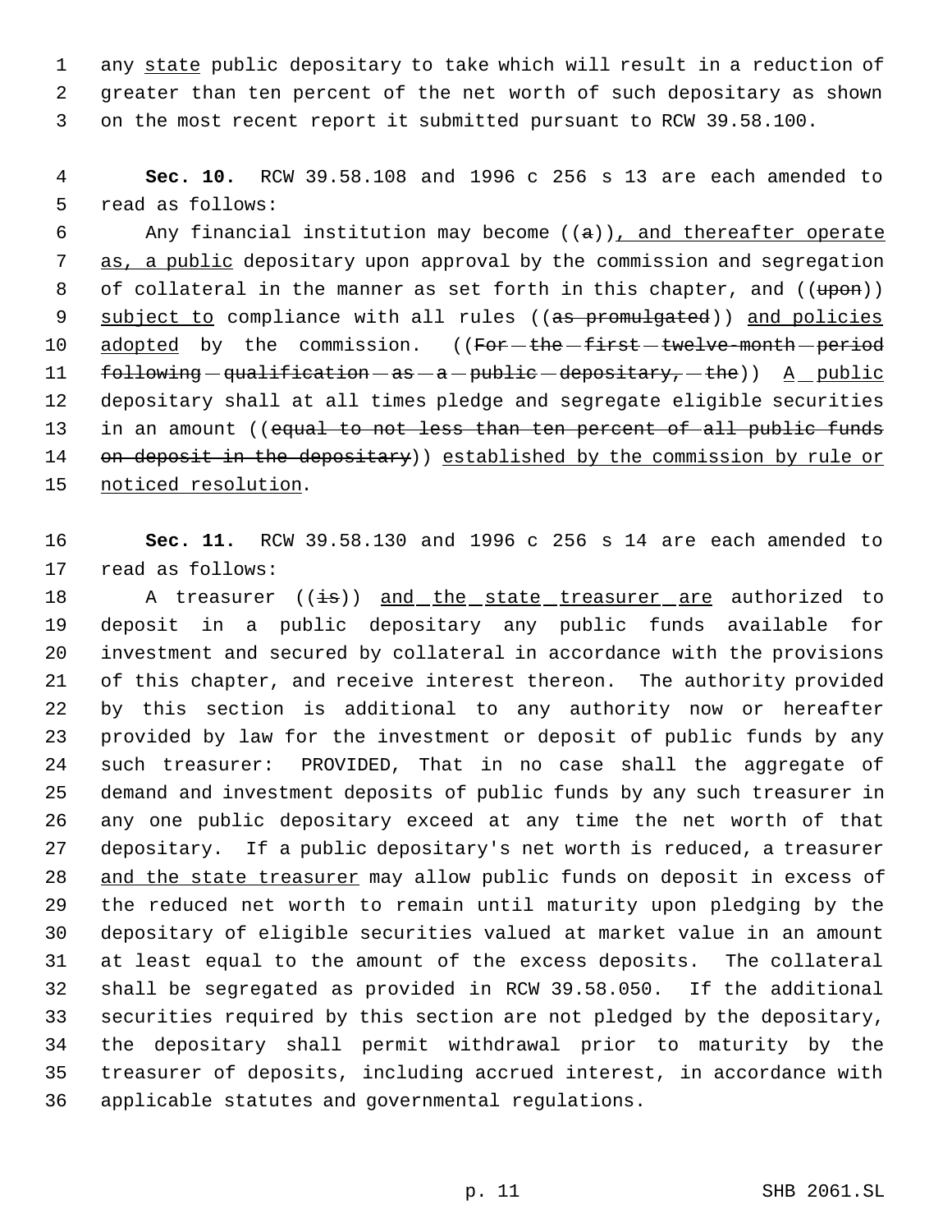any state public depositary to take which will result in a reduction of greater than ten percent of the net worth of such depositary as shown on the most recent report it submitted pursuant to RCW 39.58.100.

**Sec. 10.** RCW 39.58.108 and 1996 c 256 s 13 are each amended to read as follows:

Any financial institution may become ((a)), and thereafter operate as, a public depositary upon approval by the commission and segregation of collateral in the manner as set forth in this chapter, and ((upon)) subject to compliance with all rules ((as promulgated)) and policies adopted by the commission. ((For the first twelve-month period following qualification as a public depositary, the)) A public depositary shall at all times pledge and segregate eligible securities in an amount ((equal to not less than ten percent of all public funds on deposit in the depositary)) established by the commission by rule or noticed resolution.

**Sec. 11.** RCW 39.58.130 and 1996 c 256 s 14 are each amended to read as follows:

A treasurer ((is)) and the state treasurer are authorized to deposit in a public depositary any public funds available for investment and secured by collateral in accordance with the provisions of this chapter, and receive interest thereon. The authority provided by this section is additional to any authority now or hereafter provided by law for the investment or deposit of public funds by any such treasurer: PROVIDED, That in no case shall the aggregate of demand and investment deposits of public funds by any such treasurer in any one public depositary exceed at any time the net worth of that depositary. If a public depositary's net worth is reduced, a treasurer and the state treasurer may allow public funds on deposit in excess of the reduced net worth to remain until maturity upon pledging by the depositary of eligible securities valued at market value in an amount at least equal to the amount of the excess deposits. The collateral shall be segregated as provided in RCW 39.58.050. If the additional securities required by this section are not pledged by the depositary, the depositary shall permit withdrawal prior to maturity by the treasurer of deposits, including accrued interest, in accordance with applicable statutes and governmental regulations.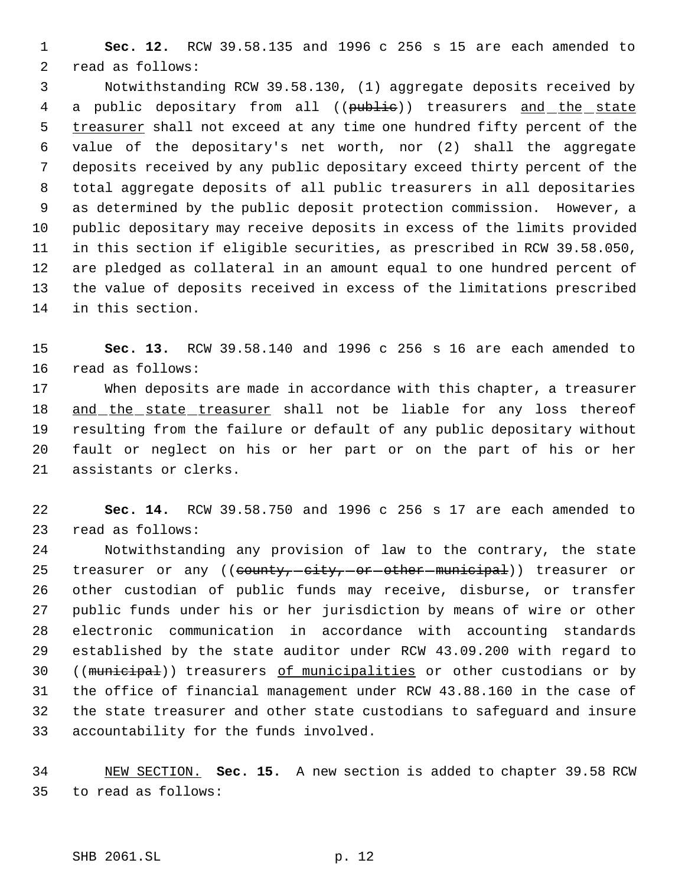**Sec. 12.** RCW 39.58.135 and 1996 c 256 s 15 are each amended to read as follows:

Notwithstanding RCW 39.58.130, (1) aggregate deposits received by a public depositary from all ((~~public~~)) treasurers and the state treasurer shall not exceed at any time one hundred fifty percent of the value of the depositary's net worth, nor (2) shall the aggregate deposits received by any public depositary exceed thirty percent of the total aggregate deposits of all public treasurers in all depositaries as determined by the public deposit protection commission. However, a public depositary may receive deposits in excess of the limits provided in this section if eligible securities, as prescribed in RCW 39.58.050, are pledged as collateral in an amount equal to one hundred percent of the value of deposits received in excess of the limitations prescribed in this section.

**Sec. 13.** RCW 39.58.140 and 1996 c 256 s 16 are each amended to read as follows:

When deposits are made in accordance with this chapter, a treasurer and the state treasurer shall not be liable for any loss thereof resulting from the failure or default of any public depositary without fault or neglect on his or her part or on the part of his or her assistants or clerks.

**Sec. 14.** RCW 39.58.750 and 1996 c 256 s 17 are each amended to read as follows:

Notwithstanding any provision of law to the contrary, the state treasurer or any ((~~county, city, or other municipal~~)) treasurer or other custodian of public funds may receive, disburse, or transfer public funds under his or her jurisdiction by means of wire or other electronic communication in accordance with accounting standards established by the state auditor under RCW 43.09.200 with regard to ((~~municipal~~)) treasurers of municipalities or other custodians or by the office of financial management under RCW 43.88.160 in the case of the state treasurer and other state custodians to safeguard and insure accountability for the funds involved.

NEW SECTION. **Sec. 15.** A new section is added to chapter 39.58 RCW to read as follows: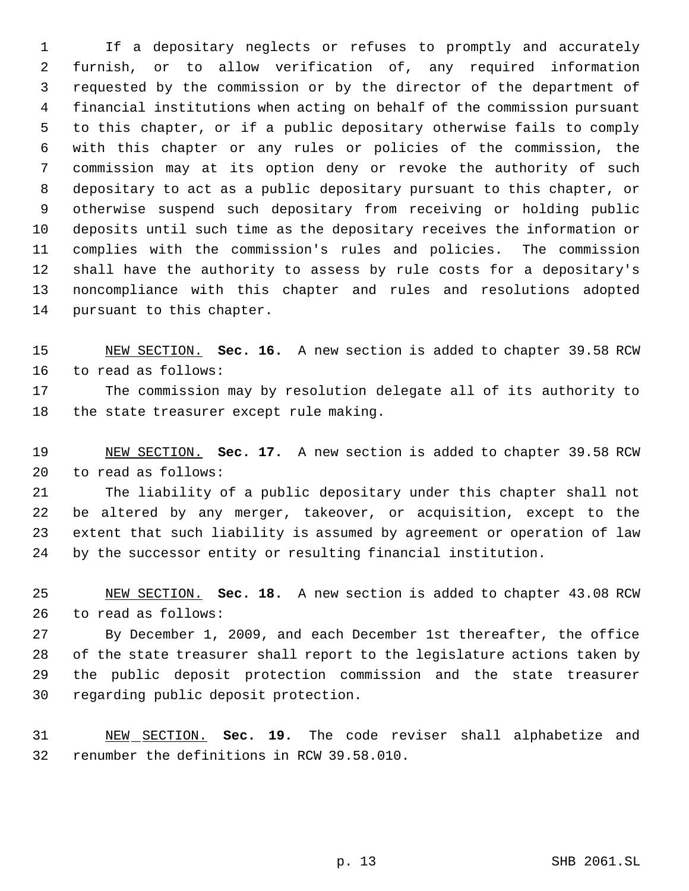If a depositary neglects or refuses to promptly and accurately furnish, or to allow verification of, any required information requested by the commission or by the director of the department of financial institutions when acting on behalf of the commission pursuant to this chapter, or if a public depositary otherwise fails to comply with this chapter or any rules or policies of the commission, the commission may at its option deny or revoke the authority of such depositary to act as a public depositary pursuant to this chapter, or otherwise suspend such depositary from receiving or holding public deposits until such time as the depositary receives the information or complies with the commission's rules and policies. The commission shall have the authority to assess by rule costs for a depositary's noncompliance with this chapter and rules and resolutions adopted pursuant to this chapter.

NEW SECTION. **Sec. 16.** A new section is added to chapter 39.58 RCW to read as follows:

The commission may by resolution delegate all of its authority to the state treasurer except rule making.

NEW SECTION. **Sec. 17.** A new section is added to chapter 39.58 RCW to read as follows:

The liability of a public depositary under this chapter shall not be altered by any merger, takeover, or acquisition, except to the extent that such liability is assumed by agreement or operation of law by the successor entity or resulting financial institution.

NEW SECTION. **Sec. 18.** A new section is added to chapter 43.08 RCW to read as follows:

By December 1, 2009, and each December 1st thereafter, the office of the state treasurer shall report to the legislature actions taken by the public deposit protection commission and the state treasurer regarding public deposit protection.

NEW SECTION. **Sec. 19.** The code reviser shall alphabetize and renumber the definitions in RCW 39.58.010.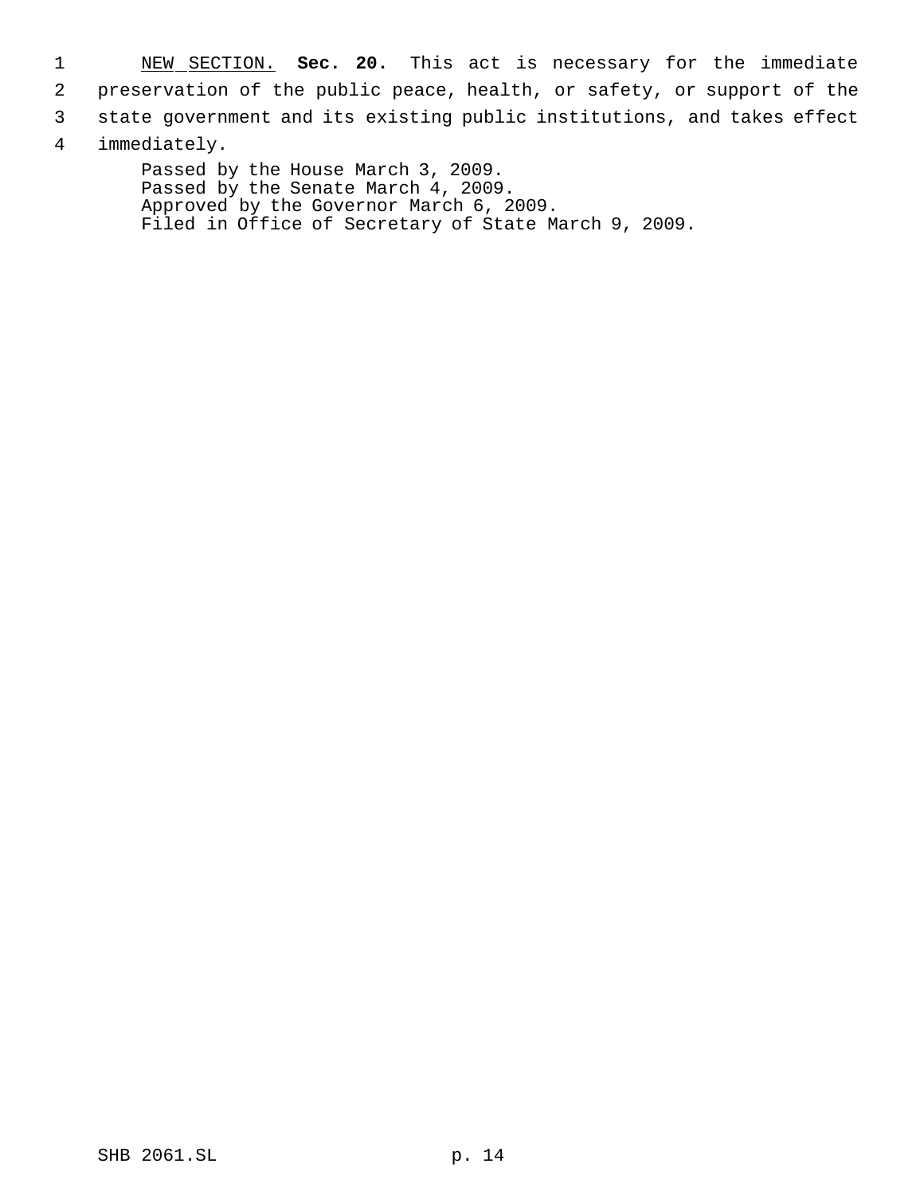NEW SECTION. **Sec. 20.** This act is necessary for the immediate preservation of the public peace, health, or safety, or support of the state government and its existing public institutions, and takes effect immediately.

Passed by the House March 3, 2009.
Passed by the Senate March 4, 2009.
Approved by the Governor March 6, 2009.
Filed in Office of Secretary of State March 9, 2009.